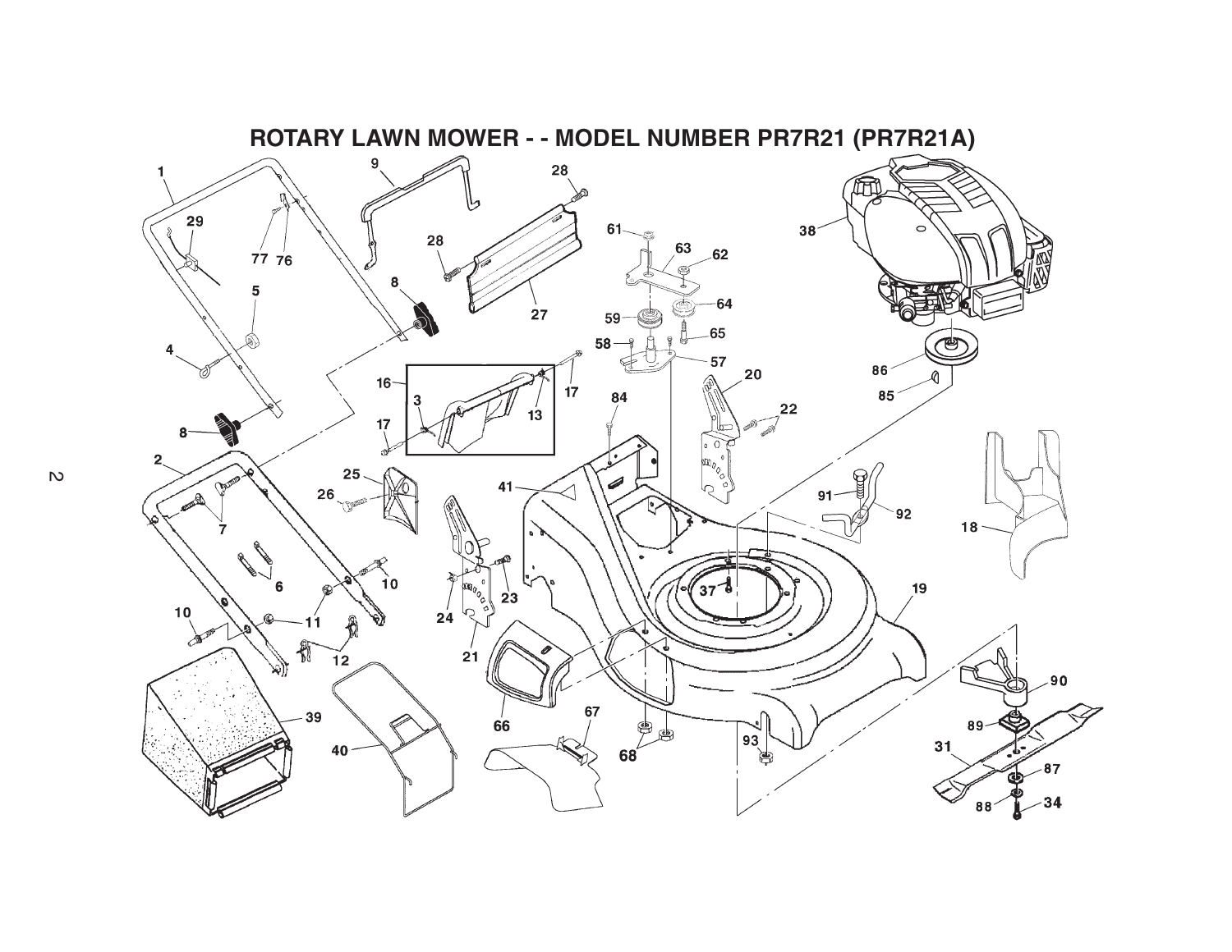# ROTARY LAWN MOWER - - MODEL NUMBER PR7R21 (PR7R21A)

1 29 77 76 9 28 28 27 61 63 62 38 5 8 64 59 65 4 58 57 16 3 13 17 84 20 86 85 17 22 8 2 25 41 26 91 92 18 7 24 23 6 10 37 19 10 11 21 12 39 40 66 67 90 93 89 68 31 87 88 34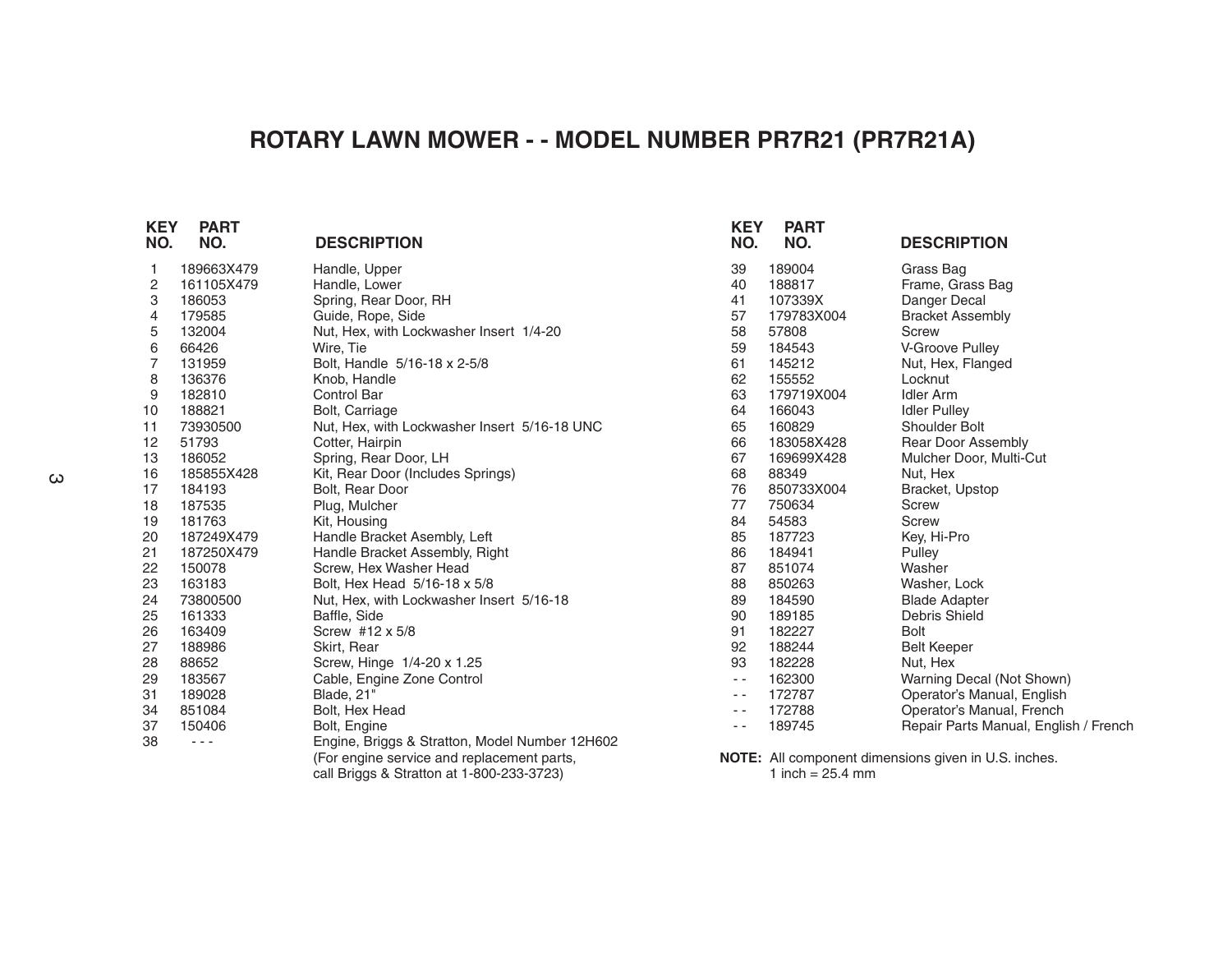# ROTARY LAWN MOWER - - MODEL NUMBER PR7R21 (PR7R21A)

| KEY NO. | PART NO. | DESCRIPTION |
|---|---|---|
| 1 | 189663X479 | Handle, Upper |
| 2 | 161105X479 | Handle, Lower |
| 3 | 186053 | Spring, Rear Door, RH |
| 4 | 179585 | Guide, Rope, Side |
| 5 | 132004 | Nut, Hex, with Lockwasher Insert 1/4-20 |
| 6 | 66426 | Wire, Tie |
| 7 | 131959 | Bolt, Handle 5/16-18 x 2-5/8 |
| 8 | 136376 | Knob, Handle |
| 9 | 182810 | Control Bar |
| 10 | 188821 | Bolt, Carriage |
| 11 | 73930500 | Nut, Hex, with Lockwasher Insert 5/16-18 UNC |
| 12 | 51793 | Cotter, Hairpin |
| 13 | 186052 | Spring, Rear Door, LH |
| 16 | 185855X428 | Kit, Rear Door (Includes Springs) |
| 17 | 184193 | Bolt, Rear Door |
| 18 | 187535 | Plug, Mulcher |
| 19 | 181763 | Kit, Housing |
| 20 | 187249X479 | Handle Bracket Asembly, Left |
| 21 | 187250X479 | Handle Bracket Assembly, Right |
| 22 | 150078 | Screw, Hex Washer Head |
| 23 | 163183 | Bolt, Hex Head 5/16-18 x 5/8 |
| 24 | 73800500 | Nut, Hex, with Lockwasher Insert 5/16-18 |
| 25 | 161333 | Baffle, Side |
| 26 | 163409 | Screw #12 x 5/8 |
| 27 | 188986 | Skirt, Rear |
| 28 | 88652 | Screw, Hinge 1/4-20 x 1.25 |
| 29 | 183567 | Cable, Engine Zone Control |
| 31 | 189028 | Blade, 21" |
| 34 | 851084 | Bolt, Hex Head |
| 37 | 150406 | Bolt, Engine |
| 38 | - - - | Engine, Briggs & Stratton, Model Number 12H602 (For engine service and replacement parts, call Briggs & Stratton at 1-800-233-3723) |
| 39 | 189004 | Grass Bag |
| 40 | 188817 | Frame, Grass Bag |
| 41 | 107339X | Danger Decal |
| 57 | 179783X004 | Bracket Assembly |
| 58 | 57808 | Screw |
| 59 | 184543 | V-Groove Pulley |
| 61 | 145212 | Nut, Hex, Flanged |
| 62 | 155552 | Locknut |
| 63 | 179719X004 | Idler Arm |
| 64 | 166043 | Idler Pulley |
| 65 | 160829 | Shoulder Bolt |
| 66 | 183058X428 | Rear Door Assembly |
| 67 | 169699X428 | Mulcher Door, Multi-Cut |
| 68 | 88349 | Nut, Hex |
| 76 | 850733X004 | Bracket, Upstop |
| 77 | 750634 | Screw |
| 84 | 54583 | Screw |
| 85 | 187723 | Key, Hi-Pro |
| 86 | 184941 | Pulley |
| 87 | 851074 | Washer |
| 88 | 850263 | Washer, Lock |
| 89 | 184590 | Blade Adapter |
| 90 | 189185 | Debris Shield |
| 91 | 182227 | Bolt |
| 92 | 188244 | Belt Keeper |
| 93 | 182228 | Nut, Hex |
| - - | 162300 | Warning Decal (Not Shown) |
| - - | 172787 | Operator's Manual, English |
| - - | 172788 | Operator's Manual, French |
| - - | 189745 | Repair Parts Manual, English / French |

**NOTE:** All component dimensions given in U.S. inches.
1 inch = 25.4 mm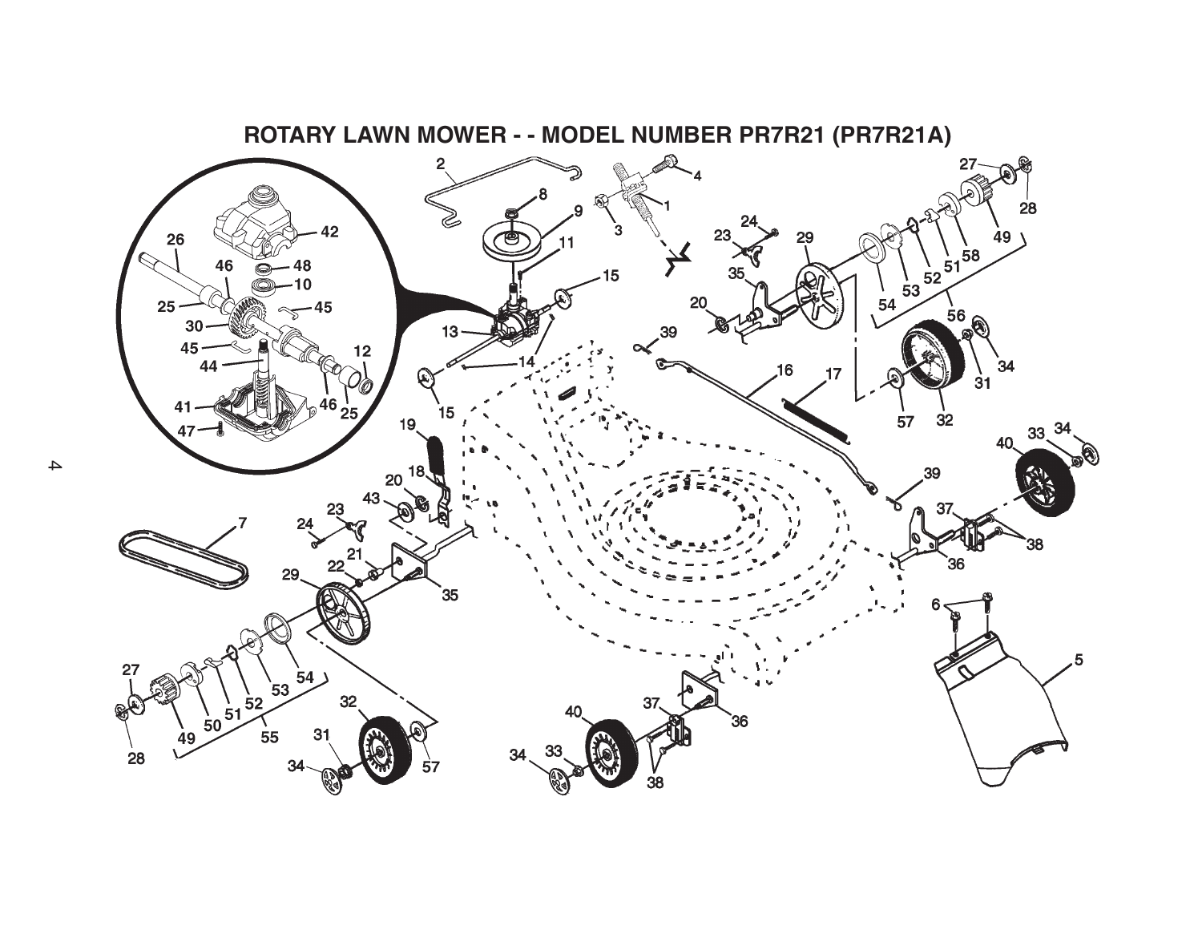# ROTARY LAWN MOWER - - MODEL NUMBER PR7R21 (PR7R21A)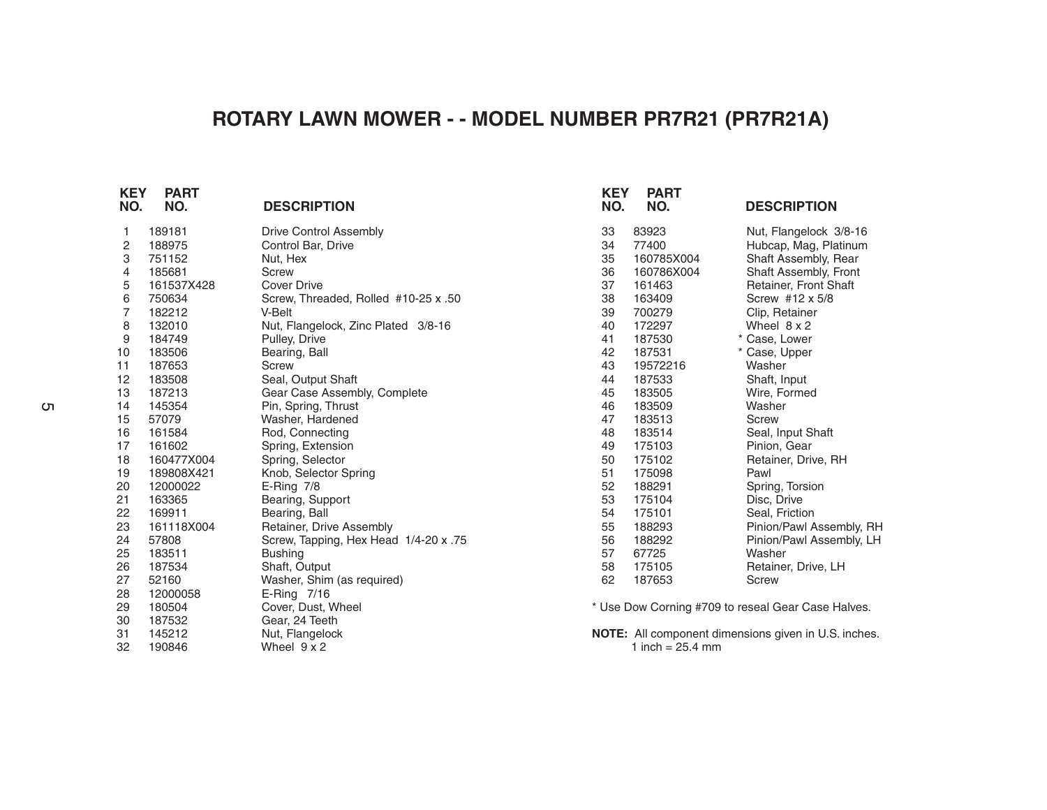# ROTARY LAWN MOWER - - MODEL NUMBER PR7R21 (PR7R21A)

| KEY NO. | PART NO. | DESCRIPTION |
| --- | --- | --- |
| 1 | 189181 | Drive Control Assembly |
| 2 | 188975 | Control Bar, Drive |
| 3 | 751152 | Nut, Hex |
| 4 | 185681 | Screw |
| 5 | 161537X428 | Cover Drive |
| 6 | 750634 | Screw, Threaded, Rolled #10-25 x .50 |
| 7 | 182212 | V-Belt |
| 8 | 132010 | Nut, Flangelock, Zinc Plated 3/8-16 |
| 9 | 184749 | Pulley, Drive |
| 10 | 183506 | Bearing, Ball |
| 11 | 187653 | Screw |
| 12 | 183508 | Seal, Output Shaft |
| 13 | 187213 | Gear Case Assembly, Complete |
| 14 | 145354 | Pin, Spring, Thrust |
| 15 | 57079 | Washer, Hardened |
| 16 | 161584 | Rod, Connecting |
| 17 | 161602 | Spring, Extension |
| 18 | 160477X004 | Spring, Selector |
| 19 | 189808X421 | Knob, Selector Spring |
| 20 | 12000022 | E-Ring 7/8 |
| 21 | 163365 | Bearing, Support |
| 22 | 169911 | Bearing, Ball |
| 23 | 161118X004 | Retainer, Drive Assembly |
| 24 | 57808 | Screw, Tapping, Hex Head 1/4-20 x .75 |
| 25 | 183511 | Bushing |
| 26 | 187534 | Shaft, Output |
| 27 | 52160 | Washer, Shim (as required) |
| 28 | 12000058 | E-Ring 7/16 |
| 29 | 180504 | Cover, Dust, Wheel |
| 30 | 187532 | Gear, 24 Teeth |
| 31 | 145212 | Nut, Flangelock |
| 32 | 190846 | Wheel 9 x 2 |
| 33 | 83923 | Nut, Flangelock 3/8-16 |
| 34 | 77400 | Hubcap, Mag, Platinum |
| 35 | 160785X004 | Shaft Assembly, Rear |
| 36 | 160786X004 | Shaft Assembly, Front |
| 37 | 161463 | Retainer, Front Shaft |
| 38 | 163409 | Screw #12 x 5/8 |
| 39 | 700279 | Clip, Retainer |
| 40 | 172297 | Wheel 8 x 2 |
| 41 | 187530 | * Case, Lower |
| 42 | 187531 | * Case, Upper |
| 43 | 19572216 | Washer |
| 44 | 187533 | Shaft, Input |
| 45 | 183505 | Wire, Formed |
| 46 | 183509 | Washer |
| 47 | 183513 | Screw |
| 48 | 183514 | Seal, Input Shaft |
| 49 | 175103 | Pinion, Gear |
| 50 | 175102 | Retainer, Drive, RH |
| 51 | 175098 | Pawl |
| 52 | 188291 | Spring, Torsion |
| 53 | 175104 | Disc, Drive |
| 54 | 175101 | Seal, Friction |
| 55 | 188293 | Pinion/Pawl Assembly, RH |
| 56 | 188292 | Pinion/Pawl Assembly, LH |
| 57 | 67725 | Washer |
| 58 | 175105 | Retainer, Drive, LH |
| 62 | 187653 | Screw |

* Use Dow Corning #709 to reseal Gear Case Halves.

**NOTE:** All component dimensions given in U.S. inches.
1 inch = 25.4 mm